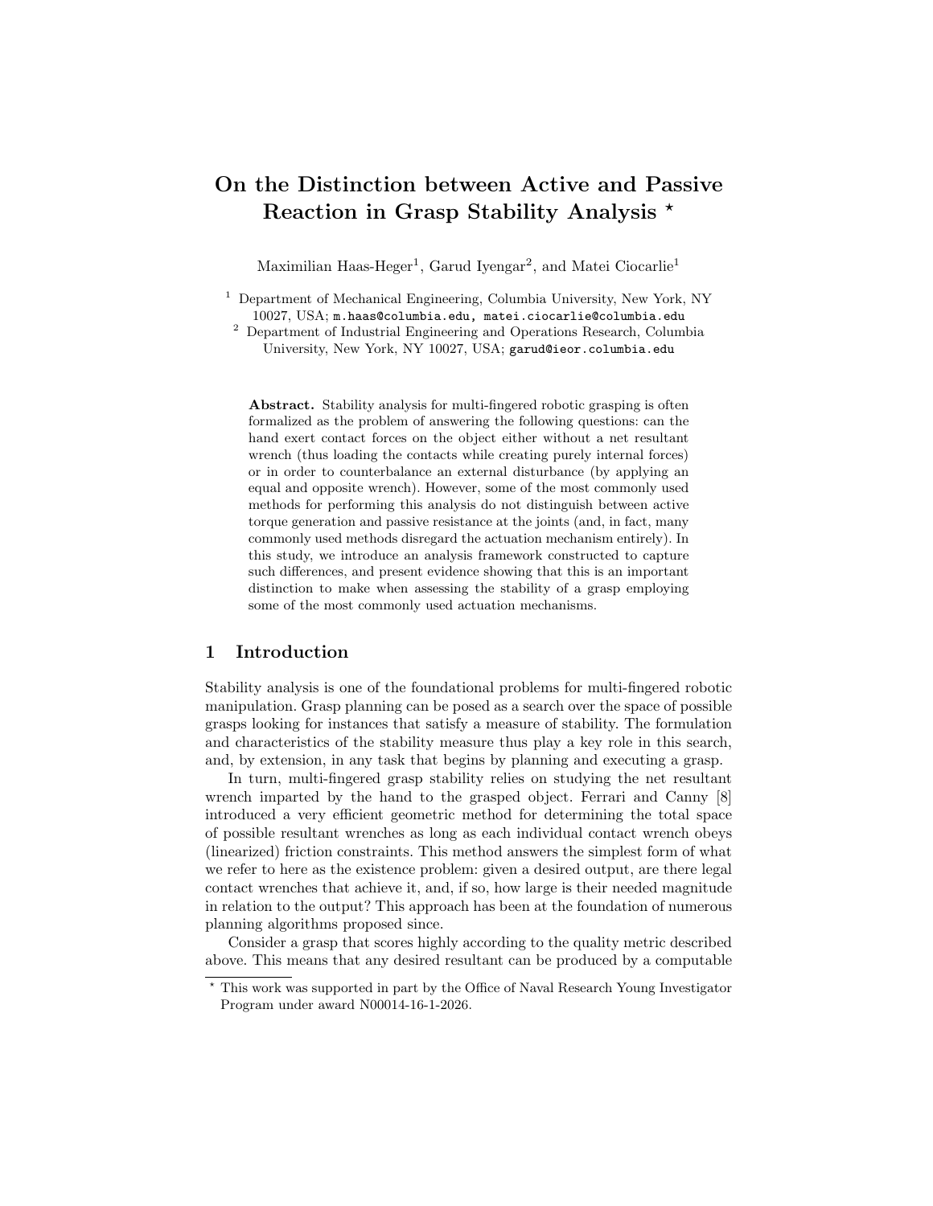# On the Distinction between Active and Passive Reaction in Grasp Stability Analysis *

Maximilian Haas-Heger[1], Garud Iyengar[2], and Matei Ciocarlie[1]

[1] Department of Mechanical Engineering, Columbia University, New York, NY 10027, USA; m.haas@columbia.edu, matei.ciocarlie@columbia.edu

[2] Department of Industrial Engineering and Operations Research, Columbia University, New York, NY 10027, USA; garud@ieor.columbia.edu

**Abstract.** Stability analysis for multi-fingered robotic grasping is often formalized as the problem of answering the following questions: can the hand exert contact forces on the object either without a net resultant wrench (thus loading the contacts while creating purely internal forces) or in order to counterbalance an external disturbance (by applying an equal and opposite wrench). However, some of the most commonly used methods for performing this analysis do not distinguish between active torque generation and passive resistance at the joints (and, in fact, many commonly used methods disregard the actuation mechanism entirely). In this study, we introduce an analysis framework constructed to capture such differences, and present evidence showing that this is an important distinction to make when assessing the stability of a grasp employing some of the most commonly used actuation mechanisms.

## 1 Introduction

Stability analysis is one of the foundational problems for multi-fingered robotic manipulation. Grasp planning can be posed as a search over the space of possible grasps looking for instances that satisfy a measure of stability. The formulation and characteristics of the stability measure thus play a key role in this search, and, by extension, in any task that begins by planning and executing a grasp.

In turn, multi-fingered grasp stability relies on studying the net resultant wrench imparted by the hand to the grasped object. Ferrari and Canny [8] introduced a very efficient geometric method for determining the total space of possible resultant wrenches as long as each individual contact wrench obeys (linearized) friction constraints. This method answers the simplest form of what we refer to here as the existence problem: given a desired output, are there legal contact wrenches that achieve it, and, if so, how large is their needed magnitude in relation to the output? This approach has been at the foundation of numerous planning algorithms proposed since.

Consider a grasp that scores highly according to the quality metric described above. This means that any desired resultant can be produced by a computable

* This work was supported in part by the Office of Naval Research Young Investigator Program under award N00014-16-1-2026.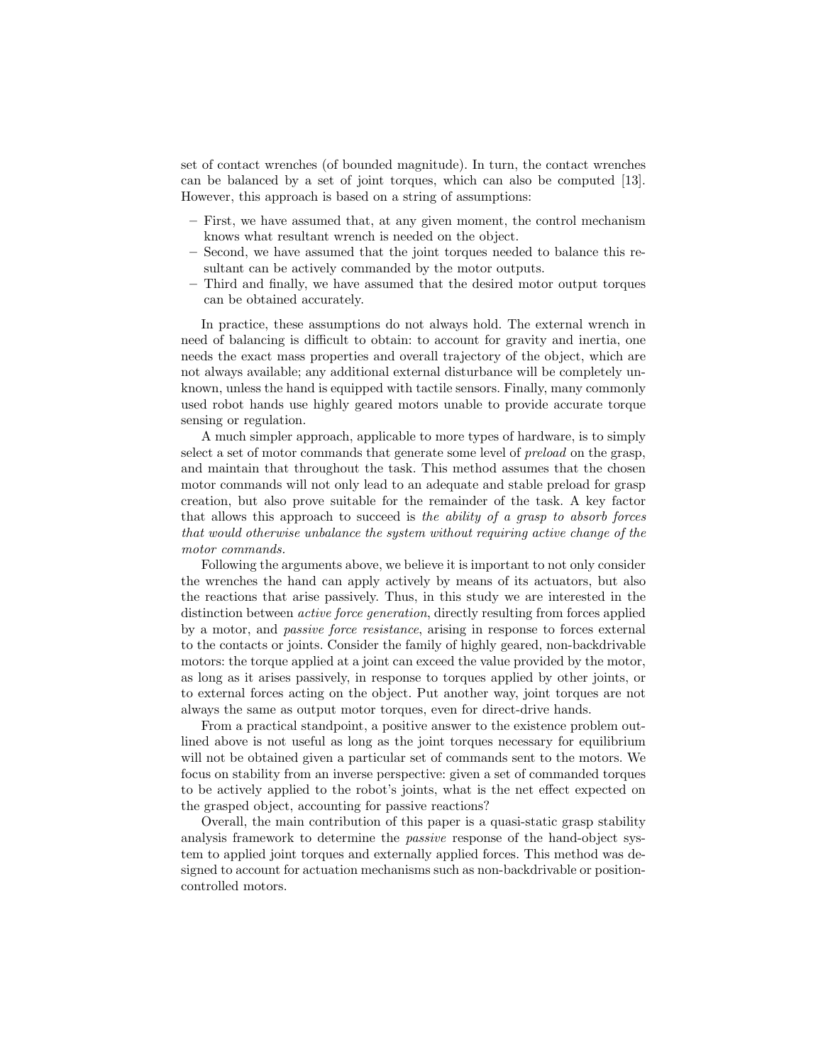set of contact wrenches (of bounded magnitude). In turn, the contact wrenches can be balanced by a set of joint torques, which can also be computed [13]. However, this approach is based on a string of assumptions:

- First, we have assumed that, at any given moment, the control mechanism knows what resultant wrench is needed on the object.
- Second, we have assumed that the joint torques needed to balance this resultant can be actively commanded by the motor outputs.
- Third and finally, we have assumed that the desired motor output torques can be obtained accurately.

In practice, these assumptions do not always hold. The external wrench in need of balancing is difficult to obtain: to account for gravity and inertia, one needs the exact mass properties and overall trajectory of the object, which are not always available; any additional external disturbance will be completely unknown, unless the hand is equipped with tactile sensors. Finally, many commonly used robot hands use highly geared motors unable to provide accurate torque sensing or regulation.

A much simpler approach, applicable to more types of hardware, is to simply select a set of motor commands that generate some level of *preload* on the grasp, and maintain that throughout the task. This method assumes that the chosen motor commands will not only lead to an adequate and stable preload for grasp creation, but also prove suitable for the remainder of the task. A key factor that allows this approach to succeed is *the ability of a grasp to absorb forces that would otherwise unbalance the system without requiring active change of the motor commands.*

Following the arguments above, we believe it is important to not only consider the wrenches the hand can apply actively by means of its actuators, but also the reactions that arise passively. Thus, in this study we are interested in the distinction between *active force generation*, directly resulting from forces applied by a motor, and *passive force resistance*, arising in response to forces external to the contacts or joints. Consider the family of highly geared, non-backdrivable motors: the torque applied at a joint can exceed the value provided by the motor, as long as it arises passively, in response to torques applied by other joints, or to external forces acting on the object. Put another way, joint torques are not always the same as output motor torques, even for direct-drive hands.

From a practical standpoint, a positive answer to the existence problem outlined above is not useful as long as the joint torques necessary for equilibrium will not be obtained given a particular set of commands sent to the motors. We focus on stability from an inverse perspective: given a set of commanded torques to be actively applied to the robot's joints, what is the net effect expected on the grasped object, accounting for passive reactions?

Overall, the main contribution of this paper is a quasi-static grasp stability analysis framework to determine the *passive* response of the hand-object system to applied joint torques and externally applied forces. This method was designed to account for actuation mechanisms such as non-backdrivable or position-controlled motors.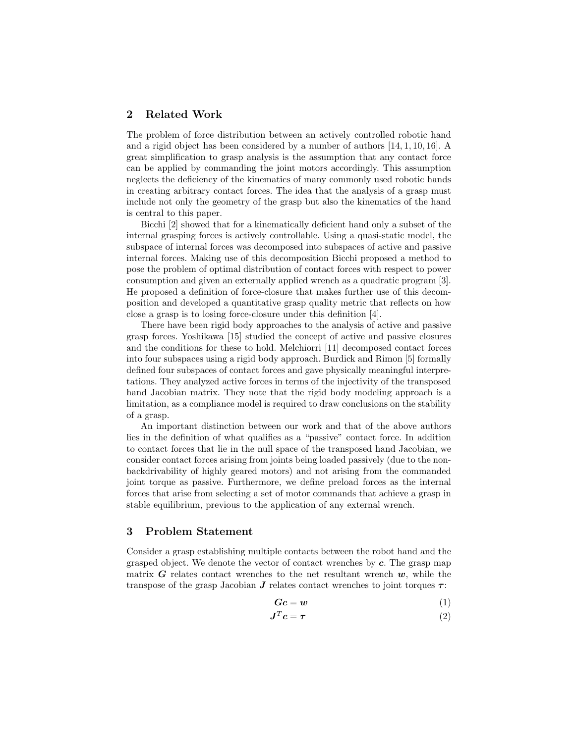## 2 Related Work

The problem of force distribution between an actively controlled robotic hand and a rigid object has been considered by a number of authors [14, 1, 10, 16]. A great simplification to grasp analysis is the assumption that any contact force can be applied by commanding the joint motors accordingly. This assumption neglects the deficiency of the kinematics of many commonly used robotic hands in creating arbitrary contact forces. The idea that the analysis of a grasp must include not only the geometry of the grasp but also the kinematics of the hand is central to this paper.

Bicchi [2] showed that for a kinematically deficient hand only a subset of the internal grasping forces is actively controllable. Using a quasi-static model, the subspace of internal forces was decomposed into subspaces of active and passive internal forces. Making use of this decomposition Bicchi proposed a method to pose the problem of optimal distribution of contact forces with respect to power consumption and given an externally applied wrench as a quadratic program [3]. He proposed a definition of force-closure that makes further use of this decomposition and developed a quantitative grasp quality metric that reflects on how close a grasp is to losing force-closure under this definition [4].

There have been rigid body approaches to the analysis of active and passive grasp forces. Yoshikawa [15] studied the concept of active and passive closures and the conditions for these to hold. Melchiorri [11] decomposed contact forces into four subspaces using a rigid body approach. Burdick and Rimon [5] formally defined four subspaces of contact forces and gave physically meaningful interpretations. They analyzed active forces in terms of the injectivity of the transposed hand Jacobian matrix. They note that the rigid body modeling approach is a limitation, as a compliance model is required to draw conclusions on the stability of a grasp.

An important distinction between our work and that of the above authors lies in the definition of what qualifies as a "passive" contact force. In addition to contact forces that lie in the null space of the transposed hand Jacobian, we consider contact forces arising from joints being loaded passively (due to the non-backdrivability of highly geared motors) and not arising from the commanded joint torque as passive. Furthermore, we define preload forces as the internal forces that arise from selecting a set of motor commands that achieve a grasp in stable equilibrium, previous to the application of any external wrench.

## 3 Problem Statement

Consider a grasp establishing multiple contacts between the robot hand and the grasped object. We denote the vector of contact wrenches by $\boldsymbol{c}$. The grasp map matrix $\boldsymbol{G}$ relates contact wrenches to the net resultant wrench $\boldsymbol{w}$, while the transpose of the grasp Jacobian $\boldsymbol{J}$ relates contact wrenches to joint torques $\boldsymbol{\tau}$:

$$\boldsymbol{G}\boldsymbol{c} = \boldsymbol{w} \tag{1}$$

$$\boldsymbol{J}^T\boldsymbol{c} = \boldsymbol{\tau} \tag{2}$$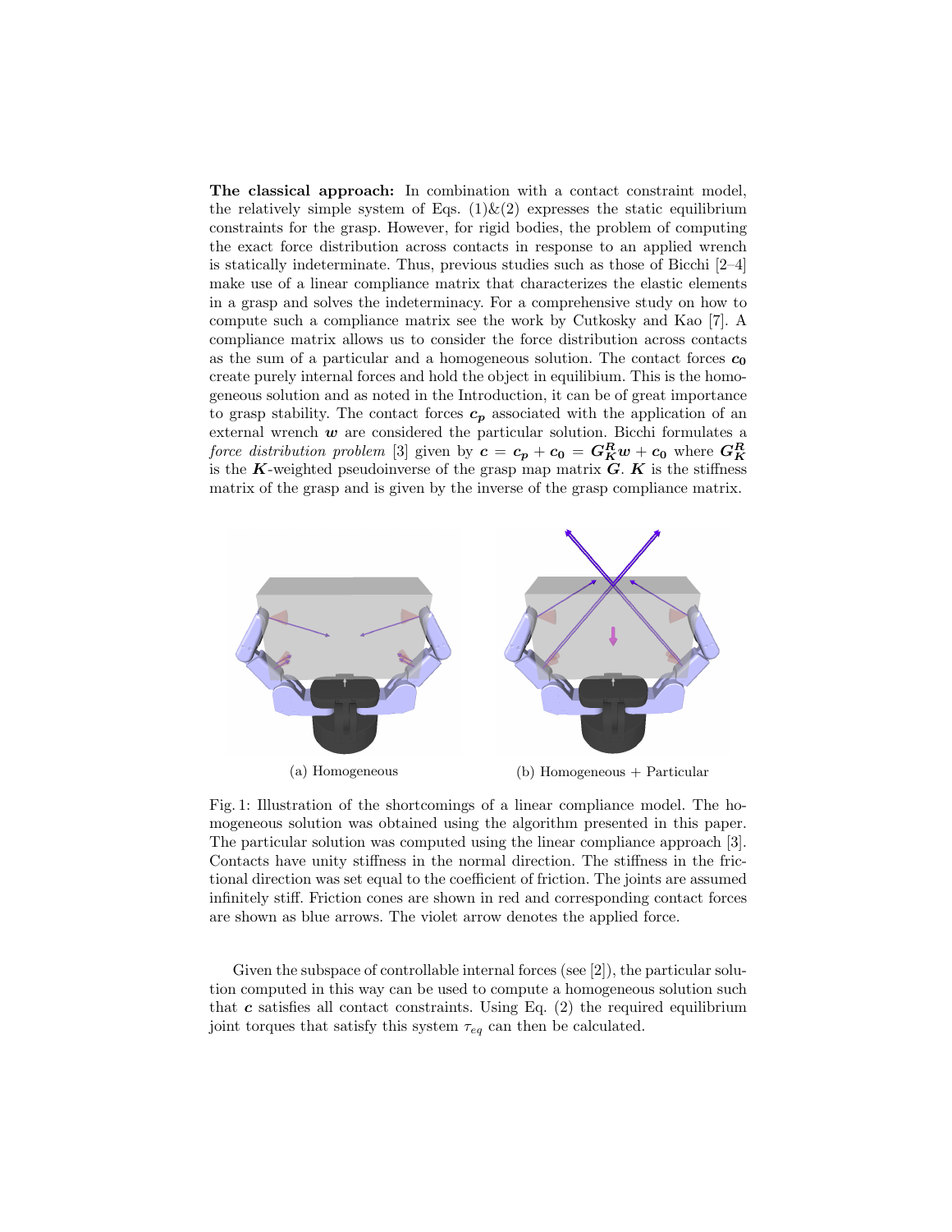**The classical approach:** In combination with a contact constraint model, the relatively simple system of Eqs. (1)&(2) expresses the static equilibrium constraints for the grasp. However, for rigid bodies, the problem of computing the exact force distribution across contacts in response to an applied wrench is statically indeterminate. Thus, previous studies such as those of Bicchi [2–4] make use of a linear compliance matrix that characterizes the elastic elements in a grasp and solves the indeterminacy. For a comprehensive study on how to compute such a compliance matrix see the work by Cutkosky and Kao [7]. A compliance matrix allows us to consider the force distribution across contacts as the sum of a particular and a homogeneous solution. The contact forces $\boldsymbol{c_0}$ create purely internal forces and hold the object in equilibium. This is the homogeneous solution and as noted in the Introduction, it can be of great importance to grasp stability. The contact forces $\boldsymbol{c_p}$ associated with the application of an external wrench $\boldsymbol{w}$ are considered the particular solution. Bicchi formulates a *force distribution problem* [3] given by $\boldsymbol{c} = \boldsymbol{c_p} + \boldsymbol{c_0} = \boldsymbol{G_K^R}\boldsymbol{w} + \boldsymbol{c_0}$ where $\boldsymbol{G_K^R}$ is the $\boldsymbol{K}$-weighted pseudoinverse of the grasp map matrix $\boldsymbol{G}$. $\boldsymbol{K}$ is the stiffness matrix of the grasp and is given by the inverse of the grasp compliance matrix.

(a) Homogeneous

(b) Homogeneous + Particular

Fig. 1: Illustration of the shortcomings of a linear compliance model. The homogeneous solution was obtained using the algorithm presented in this paper. The particular solution was computed using the linear compliance approach [3]. Contacts have unity stiffness in the normal direction. The stiffness in the frictional direction was set equal to the coefficient of friction. The joints are assumed infinitely stiff. Friction cones are shown in red and corresponding contact forces are shown as blue arrows. The violet arrow denotes the applied force.

Given the subspace of controllable internal forces (see [2]), the particular solution computed in this way can be used to compute a homogeneous solution such that $\boldsymbol{c}$ satisfies all contact constraints. Using Eq. (2) the required equilibrium joint torques that satisfy this system $\tau_{eq}$ can then be calculated.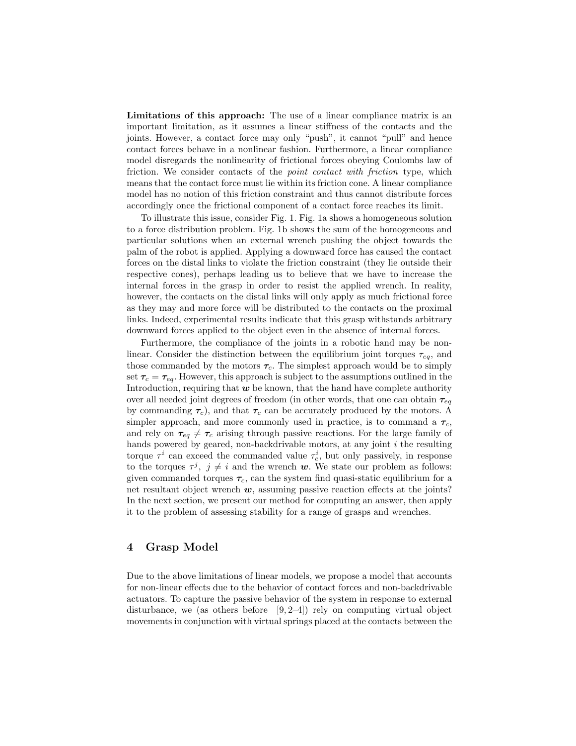**Limitations of this approach:** The use of a linear compliance matrix is an important limitation, as it assumes a linear stiffness of the contacts and the joints. However, a contact force may only "push", it cannot "pull" and hence contact forces behave in a nonlinear fashion. Furthermore, a linear compliance model disregards the nonlinearity of frictional forces obeying Coulombs law of friction. We consider contacts of the *point contact with friction* type, which means that the contact force must lie within its friction cone. A linear compliance model has no notion of this friction constraint and thus cannot distribute forces accordingly once the frictional component of a contact force reaches its limit.

To illustrate this issue, consider Fig. 1. Fig. 1a shows a homogeneous solution to a force distribution problem. Fig. 1b shows the sum of the homogeneous and particular solutions when an external wrench pushing the object towards the palm of the robot is applied. Applying a downward force has caused the contact forces on the distal links to violate the friction constraint (they lie outside their respective cones), perhaps leading us to believe that we have to increase the internal forces in the grasp in order to resist the applied wrench. In reality, however, the contacts on the distal links will only apply as much frictional force as they may and more force will be distributed to the contacts on the proximal links. Indeed, experimental results indicate that this grasp withstands arbitrary downward forces applied to the object even in the absence of internal forces.

Furthermore, the compliance of the joints in a robotic hand may be nonlinear. Consider the distinction between the equilibrium joint torques $\tau_{eq}$, and those commanded by the motors $\boldsymbol{\tau}_c$. The simplest approach would be to simply set $\boldsymbol{\tau}_c = \boldsymbol{\tau}_{eq}$. However, this approach is subject to the assumptions outlined in the Introduction, requiring that $\boldsymbol{w}$ be known, that the hand have complete authority over all needed joint degrees of freedom (in other words, that one can obtain $\boldsymbol{\tau}_{eq}$ by commanding $\boldsymbol{\tau}_c$), and that $\boldsymbol{\tau}_c$ can be accurately produced by the motors. A simpler approach, and more commonly used in practice, is to command a $\boldsymbol{\tau}_c$, and rely on $\boldsymbol{\tau}_{eq} \neq \boldsymbol{\tau}_c$ arising through passive reactions. For the large family of hands powered by geared, non-backdrivable motors, at any joint $i$ the resulting torque $\tau^i$ can exceed the commanded value $\tau_c^i$, but only passively, in response to the torques $\tau^j$, $j \neq i$ and the wrench $\boldsymbol{w}$. We state our problem as follows: given commanded torques $\boldsymbol{\tau}_c$, can the system find quasi-static equilibrium for a net resultant object wrench $\boldsymbol{w}$, assuming passive reaction effects at the joints? In the next section, we present our method for computing an answer, then apply it to the problem of assessing stability for a range of grasps and wrenches.

## 4 Grasp Model

Due to the above limitations of linear models, we propose a model that accounts for non-linear effects due to the behavior of contact forces and non-backdrivable actuators. To capture the passive behavior of the system in response to external disturbance, we (as others before [9, 2–4]) rely on computing virtual object movements in conjunction with virtual springs placed at the contacts between the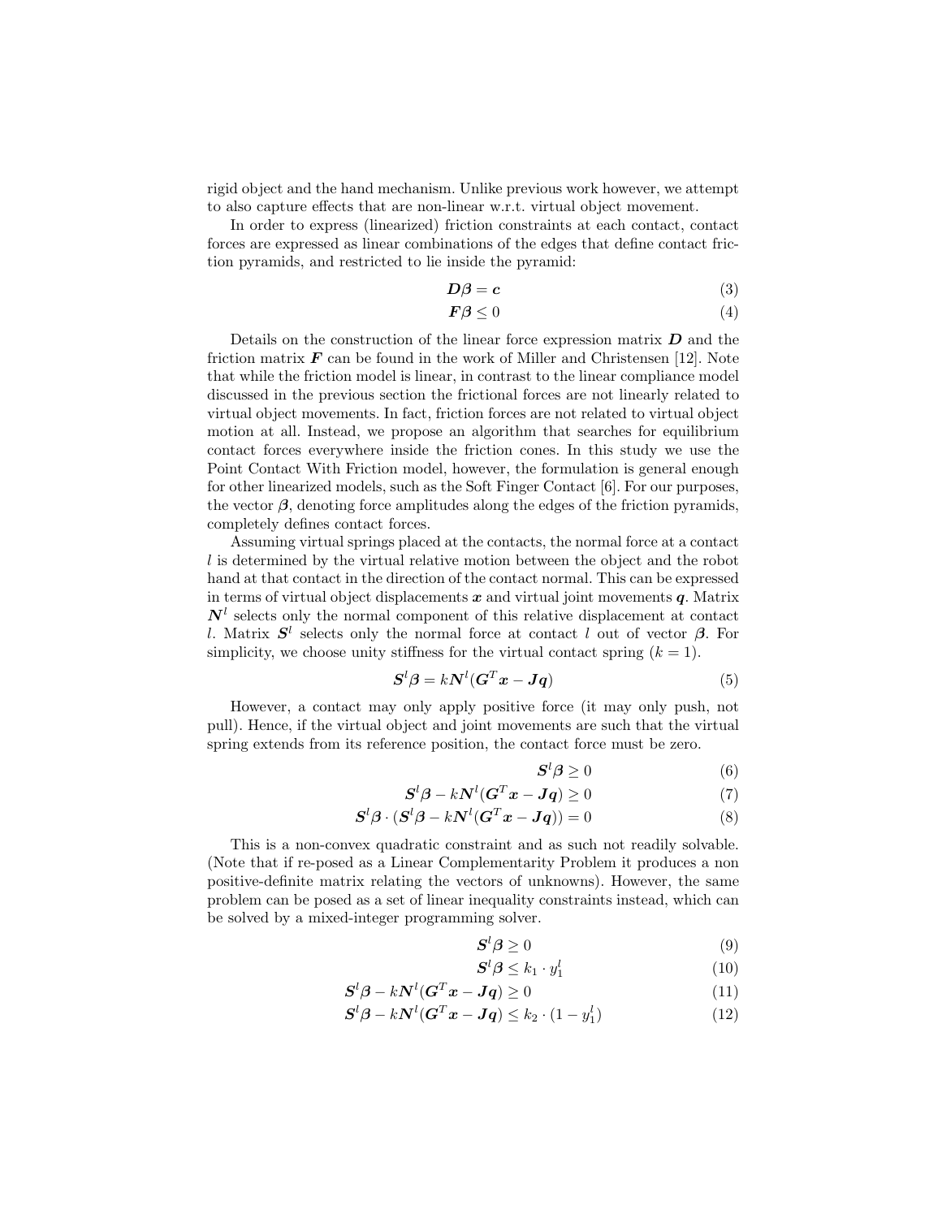rigid object and the hand mechanism. Unlike previous work however, we attempt to also capture effects that are non-linear w.r.t. virtual object movement.

In order to express (linearized) friction constraints at each contact, contact forces are expressed as linear combinations of the edges that define contact friction pyramids, and restricted to lie inside the pyramid:

$$\boldsymbol{D}\boldsymbol{\beta} = \boldsymbol{c} \tag{3}$$

$$\boldsymbol{F}\boldsymbol{\beta} \leq 0 \tag{4}$$

Details on the construction of the linear force expression matrix $\boldsymbol{D}$ and the friction matrix $\boldsymbol{F}$ can be found in the work of Miller and Christensen [12]. Note that while the friction model is linear, in contrast to the linear compliance model discussed in the previous section the frictional forces are not linearly related to virtual object movements. In fact, friction forces are not related to virtual object motion at all. Instead, we propose an algorithm that searches for equilibrium contact forces everywhere inside the friction cones. In this study we use the Point Contact With Friction model, however, the formulation is general enough for other linearized models, such as the Soft Finger Contact [6]. For our purposes, the vector $\boldsymbol{\beta}$, denoting force amplitudes along the edges of the friction pyramids, completely defines contact forces.

Assuming virtual springs placed at the contacts, the normal force at a contact $l$ is determined by the virtual relative motion between the object and the robot hand at that contact in the direction of the contact normal. This can be expressed in terms of virtual object displacements $\boldsymbol{x}$ and virtual joint movements $\boldsymbol{q}$. Matrix $\boldsymbol{N}^l$ selects only the normal component of this relative displacement at contact $l$. Matrix $\boldsymbol{S}^l$ selects only the normal force at contact $l$ out of vector $\boldsymbol{\beta}$. For simplicity, we choose unity stiffness for the virtual contact spring ($k = 1$).

$$\boldsymbol{S}^l\boldsymbol{\beta} = k\boldsymbol{N}^l(\boldsymbol{G}^T\boldsymbol{x} - \boldsymbol{J}\boldsymbol{q}) \tag{5}$$

However, a contact may only apply positive force (it may only push, not pull). Hence, if the virtual object and joint movements are such that the virtual spring extends from its reference position, the contact force must be zero.

$$\boldsymbol{S}^l\boldsymbol{\beta} \geq 0 \tag{6}$$

$$\boldsymbol{S}^l\boldsymbol{\beta} - k\boldsymbol{N}^l(\boldsymbol{G}^T\boldsymbol{x} - \boldsymbol{J}\boldsymbol{q}) \geq 0 \tag{7}$$

$$\boldsymbol{S}^l\boldsymbol{\beta} \cdot (\boldsymbol{S}^l\boldsymbol{\beta} - k\boldsymbol{N}^l(\boldsymbol{G}^T\boldsymbol{x} - \boldsymbol{J}\boldsymbol{q})) = 0 \tag{8}$$

This is a non-convex quadratic constraint and as such not readily solvable. (Note that if re-posed as a Linear Complementarity Problem it produces a non positive-definite matrix relating the vectors of unknowns). However, the same problem can be posed as a set of linear inequality constraints instead, which can be solved by a mixed-integer programming solver.

$$\boldsymbol{S}^l\boldsymbol{\beta} \geq 0 \tag{9}$$

$$\boldsymbol{S}^l\boldsymbol{\beta} \leq k_1 \cdot y_1^l \tag{10}$$

$$\boldsymbol{S}^l\boldsymbol{\beta} - k\boldsymbol{N}^l(\boldsymbol{G}^T\boldsymbol{x} - \boldsymbol{J}\boldsymbol{q}) \geq 0 \tag{11}$$

$$\boldsymbol{S}^l\boldsymbol{\beta} - k\boldsymbol{N}^l(\boldsymbol{G}^T\boldsymbol{x} - \boldsymbol{J}\boldsymbol{q}) \leq k_2 \cdot (1 - y_1^l) \tag{12}$$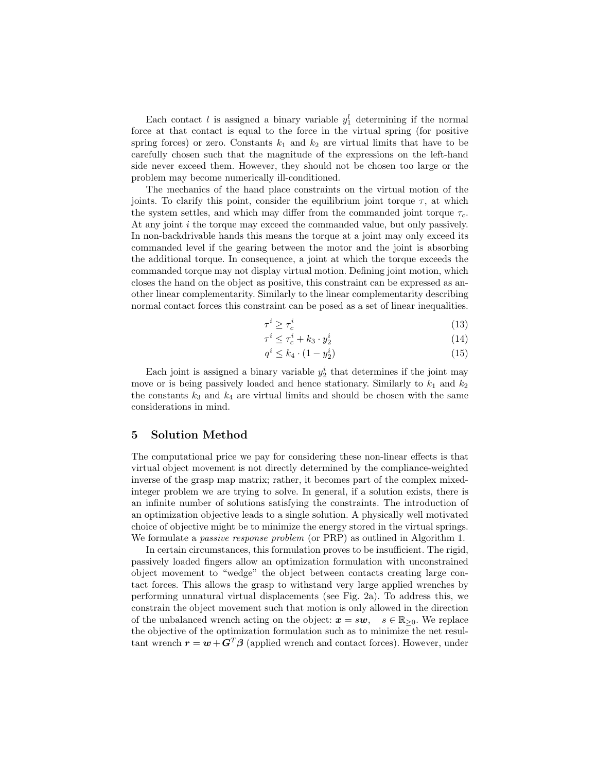Each contact $l$ is assigned a binary variable $y_1^l$ determining if the normal force at that contact is equal to the force in the virtual spring (for positive spring forces) or zero. Constants $k_1$ and $k_2$ are virtual limits that have to be carefully chosen such that the magnitude of the expressions on the left-hand side never exceed them. However, they should not be chosen too large or the problem may become numerically ill-conditioned.

The mechanics of the hand place constraints on the virtual motion of the joints. To clarify this point, consider the equilibrium joint torque $\tau$, at which the system settles, and which may differ from the commanded joint torque $\tau_c$. At any joint $i$ the torque may exceed the commanded value, but only passively. In non-backdrivable hands this means the torque at a joint may only exceed its commanded level if the gearing between the motor and the joint is absorbing the additional torque. In consequence, a joint at which the torque exceeds the commanded torque may not display virtual motion. Defining joint motion, which closes the hand on the object as positive, this constraint can be expressed as another linear complementarity. Similarly to the linear complementarity describing normal contact forces this constraint can be posed as a set of linear inequalities.

$$\tau^i \geq \tau_c^i \tag{13}$$

$$\tau^i \leq \tau_c^i + k_3 \cdot y_2^i \tag{14}$$

$$q^i \leq k_4 \cdot (1 - y_2^i) \tag{15}$$

Each joint is assigned a binary variable $y_2^i$ that determines if the joint may move or is being passively loaded and hence stationary. Similarly to $k_1$ and $k_2$ the constants $k_3$ and $k_4$ are virtual limits and should be chosen with the same considerations in mind.

## 5 Solution Method

The computational price we pay for considering these non-linear effects is that virtual object movement is not directly determined by the compliance-weighted inverse of the grasp map matrix; rather, it becomes part of the complex mixed-integer problem we are trying to solve. In general, if a solution exists, there is an infinite number of solutions satisfying the constraints. The introduction of an optimization objective leads to a single solution. A physically well motivated choice of objective might be to minimize the energy stored in the virtual springs. We formulate a *passive response problem* (or PRP) as outlined in Algorithm 1.

In certain circumstances, this formulation proves to be insufficient. The rigid, passively loaded fingers allow an optimization formulation with unconstrained object movement to "wedge" the object between contacts creating large contact forces. This allows the grasp to withstand very large applied wrenches by performing unnatural virtual displacements (see Fig. 2a). To address this, we constrain the object movement such that motion is only allowed in the direction of the unbalanced wrench acting on the object: $\boldsymbol{x} = s\boldsymbol{w}, \quad s \in \mathbb{R}_{\geq 0}$. We replace the objective of the optimization formulation such as to minimize the net resultant wrench $\boldsymbol{r} = \boldsymbol{w} + \boldsymbol{G}^T\boldsymbol{\beta}$ (applied wrench and contact forces). However, under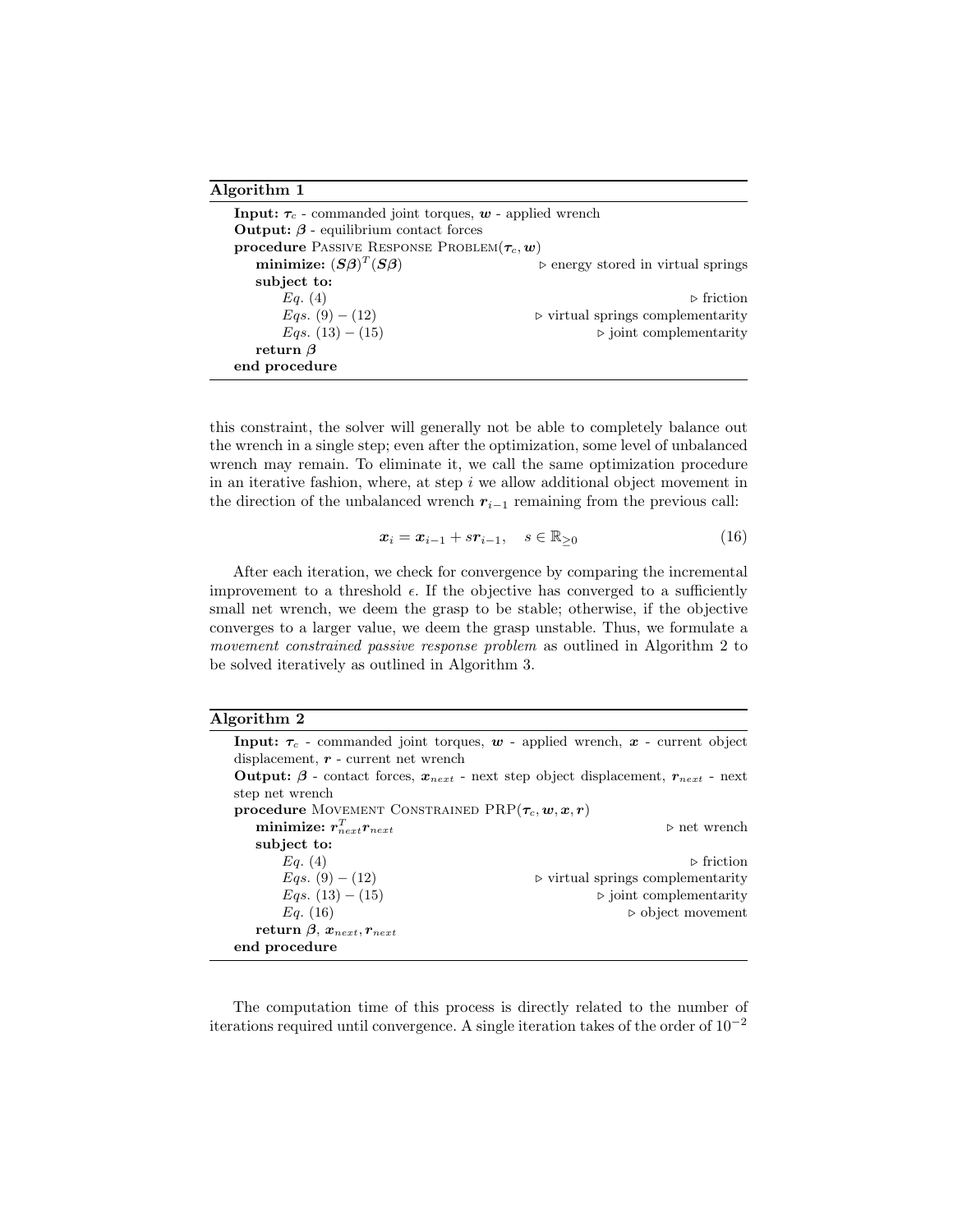**Algorithm 1**

**Input:** $\boldsymbol{\tau}_c$ - commanded joint torques, $\boldsymbol{w}$ - applied wrench
**Output:** $\boldsymbol{\beta}$ - equilibrium contact forces
**procedure** Passive Response Problem($\boldsymbol{\tau}_c, \boldsymbol{w}$)
  **minimize:** $(\boldsymbol{S\beta})^T(\boldsymbol{S\beta})$ ▷ energy stored in virtual springs
  **subject to:**
    *Eq.* (4) ▷ friction
    *Eqs.* (9) − (12) ▷ virtual springs complementarity
    *Eqs.* (13) − (15) ▷ joint complementarity
  **return** $\boldsymbol{\beta}$
**end procedure**

this constraint, the solver will generally not be able to completely balance out the wrench in a single step; even after the optimization, some level of unbalanced wrench may remain. To eliminate it, we call the same optimization procedure in an iterative fashion, where, at step $i$ we allow additional object movement in the direction of the unbalanced wrench $\boldsymbol{r}_{i-1}$ remaining from the previous call:

$$\boldsymbol{x}_i = \boldsymbol{x}_{i-1} + s\boldsymbol{r}_{i-1}, \quad s \in \mathbb{R}_{\geq 0} \tag{16}$$

After each iteration, we check for convergence by comparing the incremental improvement to a threshold $\epsilon$. If the objective has converged to a sufficiently small net wrench, we deem the grasp to be stable; otherwise, if the objective converges to a larger value, we deem the grasp unstable. Thus, we formulate a *movement constrained passive response problem* as outlined in Algorithm 2 to be solved iteratively as outlined in Algorithm 3.

**Algorithm 2**

**Input:** $\boldsymbol{\tau}_c$ - commanded joint torques, $\boldsymbol{w}$ - applied wrench, $\boldsymbol{x}$ - current object displacement, $\boldsymbol{r}$ - current net wrench
**Output:** $\boldsymbol{\beta}$ - contact forces, $\boldsymbol{x}_{next}$ - next step object displacement, $\boldsymbol{r}_{next}$ - next step net wrench
**procedure** Movement Constrained PRP($\boldsymbol{\tau}_c, \boldsymbol{w}, \boldsymbol{x}, \boldsymbol{r}$)
  **minimize:** $\boldsymbol{r}_{next}^T \boldsymbol{r}_{next}$ ▷ net wrench
  **subject to:**
    *Eq.* (4) ▷ friction
    *Eqs.* (9) − (12) ▷ virtual springs complementarity
    *Eqs.* (13) − (15) ▷ joint complementarity
    *Eq.* (16) ▷ object movement
  **return** $\boldsymbol{\beta}$, $\boldsymbol{x}_{next}, \boldsymbol{r}_{next}$
**end procedure**

The computation time of this process is directly related to the number of iterations required until convergence. A single iteration takes of the order of $10^{-2}$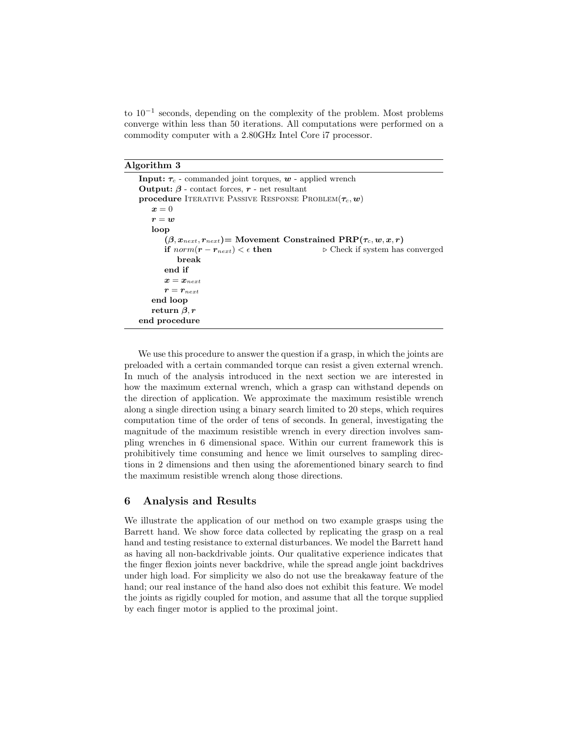to $10^{-1}$ seconds, depending on the complexity of the problem. Most problems converge within less than 50 iterations. All computations were performed on a commodity computer with a 2.80GHz Intel Core i7 processor.

**Algorithm 3**

```
Input: τ_c - commanded joint torques, w - applied wrench
Output: β - contact forces, r - net resultant
procedure ITERATIVE PASSIVE RESPONSE PROBLEM(τ_c, w)
    x = 0
    r = w
    loop
        (β, x_next, r_next)= Movement Constrained PRP(τ_c, w, x, r)
        if norm(r − r_next) < ε then        ▷ Check if system has converged
            break
        end if
        x = x_next
        r = r_next
    end loop
    return β, r
end procedure
```

We use this procedure to answer the question if a grasp, in which the joints are preloaded with a certain commanded torque can resist a given external wrench. In much of the analysis introduced in the next section we are interested in how the maximum external wrench, which a grasp can withstand depends on the direction of application. We approximate the maximum resistible wrench along a single direction using a binary search limited to 20 steps, which requires computation time of the order of tens of seconds. In general, investigating the magnitude of the maximum resistible wrench in every direction involves sampling wrenches in 6 dimensional space. Within our current framework this is prohibitively time consuming and hence we limit ourselves to sampling directions in 2 dimensions and then using the aforementioned binary search to find the maximum resistible wrench along those directions.

## 6 Analysis and Results

We illustrate the application of our method on two example grasps using the Barrett hand. We show force data collected by replicating the grasp on a real hand and testing resistance to external disturbances. We model the Barrett hand as having all non-backdrivable joints. Our qualitative experience indicates that the finger flexion joints never backdrive, while the spread angle joint backdrives under high load. For simplicity we also do not use the breakaway feature of the hand; our real instance of the hand also does not exhibit this feature. We model the joints as rigidly coupled for motion, and assume that all the torque supplied by each finger motor is applied to the proximal joint.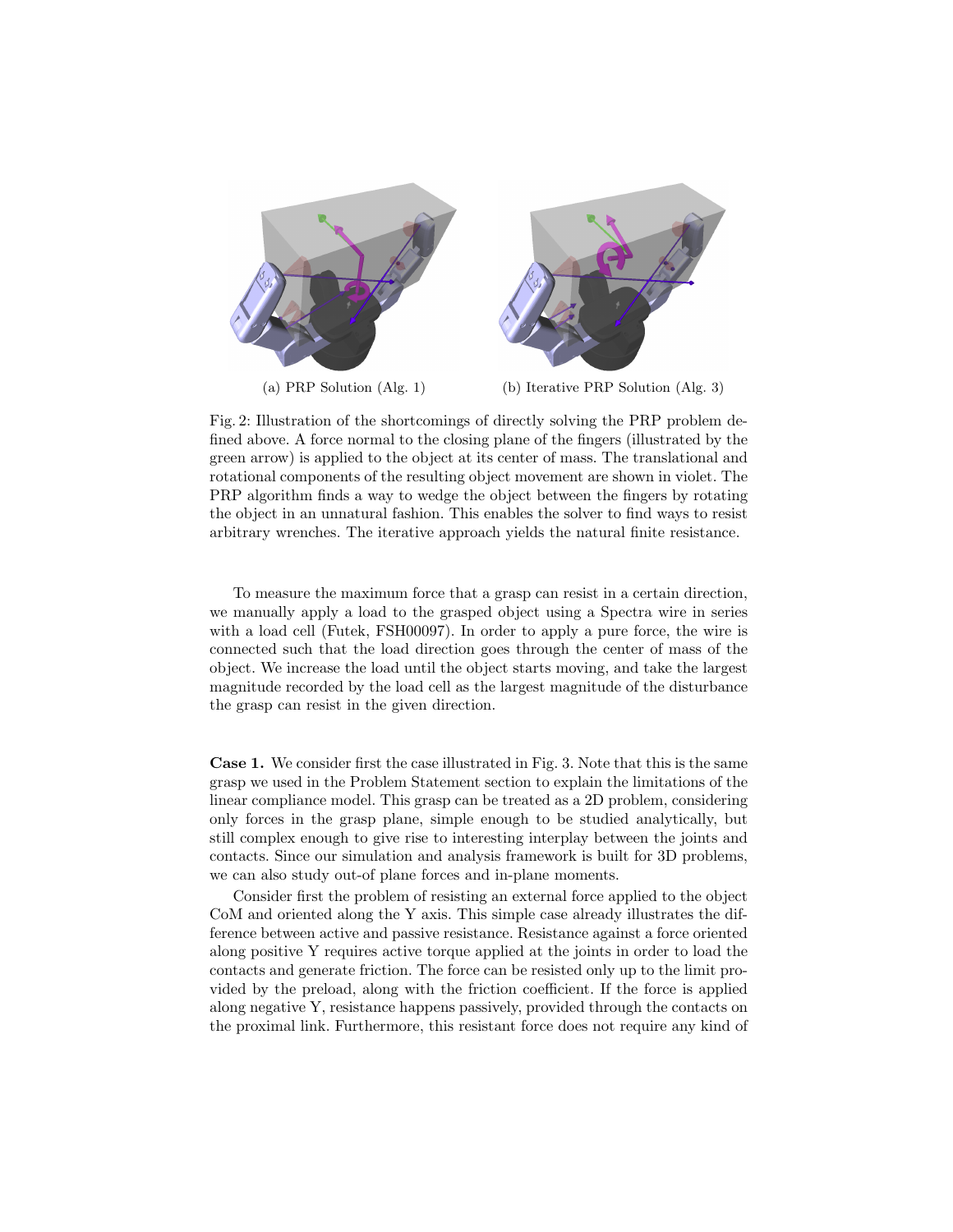(a) PRP Solution (Alg. 1)

(b) Iterative PRP Solution (Alg. 3)

Fig. 2: Illustration of the shortcomings of directly solving the PRP problem defined above. A force normal to the closing plane of the fingers (illustrated by the green arrow) is applied to the object at its center of mass. The translational and rotational components of the resulting object movement are shown in violet. The PRP algorithm finds a way to wedge the object between the fingers by rotating the object in an unnatural fashion. This enables the solver to find ways to resist arbitrary wrenches. The iterative approach yields the natural finite resistance.

To measure the maximum force that a grasp can resist in a certain direction, we manually apply a load to the grasped object using a Spectra wire in series with a load cell (Futek, FSH00097). In order to apply a pure force, the wire is connected such that the load direction goes through the center of mass of the object. We increase the load until the object starts moving, and take the largest magnitude recorded by the load cell as the largest magnitude of the disturbance the grasp can resist in the given direction.

**Case 1.** We consider first the case illustrated in Fig. 3. Note that this is the same grasp we used in the Problem Statement section to explain the limitations of the linear compliance model. This grasp can be treated as a 2D problem, considering only forces in the grasp plane, simple enough to be studied analytically, but still complex enough to give rise to interesting interplay between the joints and contacts. Since our simulation and analysis framework is built for 3D problems, we can also study out-of plane forces and in-plane moments.

Consider first the problem of resisting an external force applied to the object CoM and oriented along the Y axis. This simple case already illustrates the difference between active and passive resistance. Resistance against a force oriented along positive Y requires active torque applied at the joints in order to load the contacts and generate friction. The force can be resisted only up to the limit provided by the preload, along with the friction coefficient. If the force is applied along negative Y, resistance happens passively, provided through the contacts on the proximal link. Furthermore, this resistant force does not require any kind of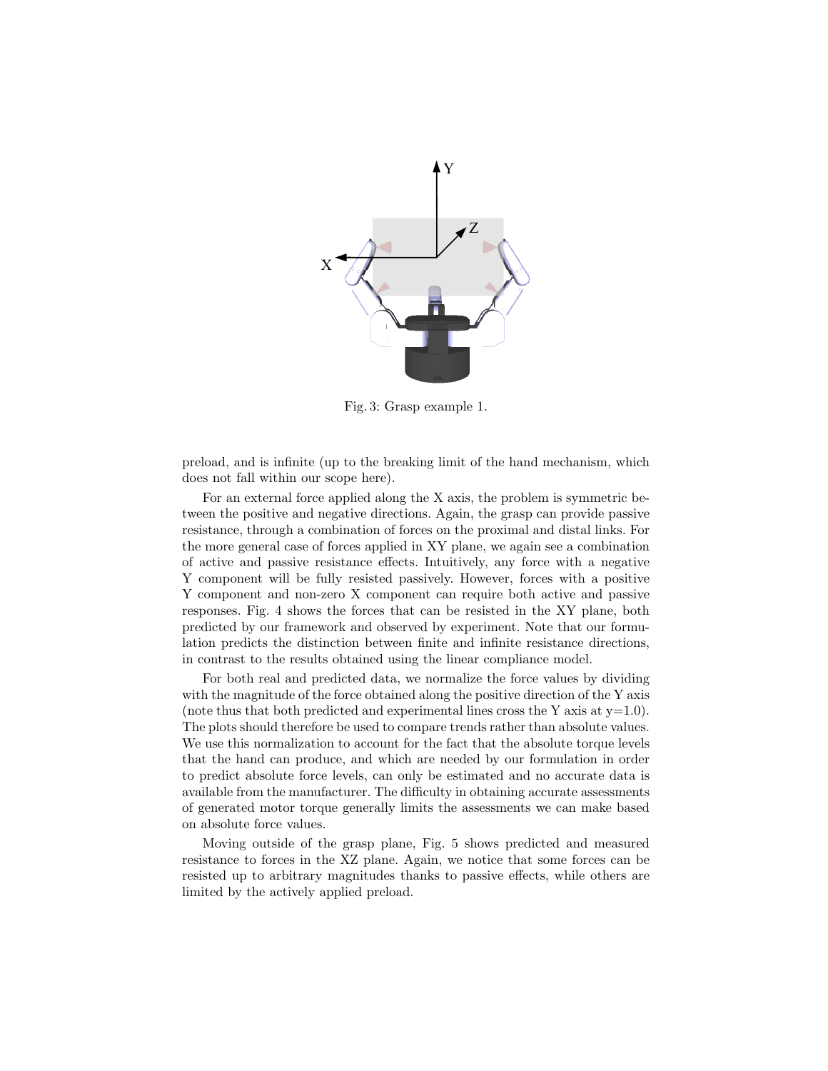Fig. 3: Grasp example 1.

preload, and is infinite (up to the breaking limit of the hand mechanism, which does not fall within our scope here).

For an external force applied along the X axis, the problem is symmetric between the positive and negative directions. Again, the grasp can provide passive resistance, through a combination of forces on the proximal and distal links. For the more general case of forces applied in XY plane, we again see a combination of active and passive resistance effects. Intuitively, any force with a negative Y component will be fully resisted passively. However, forces with a positive Y component and non-zero X component can require both active and passive responses. Fig. 4 shows the forces that can be resisted in the XY plane, both predicted by our framework and observed by experiment. Note that our formulation predicts the distinction between finite and infinite resistance directions, in contrast to the results obtained using the linear compliance model.

For both real and predicted data, we normalize the force values by dividing with the magnitude of the force obtained along the positive direction of the Y axis (note thus that both predicted and experimental lines cross the Y axis at y=1.0). The plots should therefore be used to compare trends rather than absolute values. We use this normalization to account for the fact that the absolute torque levels that the hand can produce, and which are needed by our formulation in order to predict absolute force levels, can only be estimated and no accurate data is available from the manufacturer. The difficulty in obtaining accurate assessments of generated motor torque generally limits the assessments we can make based on absolute force values.

Moving outside of the grasp plane, Fig. 5 shows predicted and measured resistance to forces in the XZ plane. Again, we notice that some forces can be resisted up to arbitrary magnitudes thanks to passive effects, while others are limited by the actively applied preload.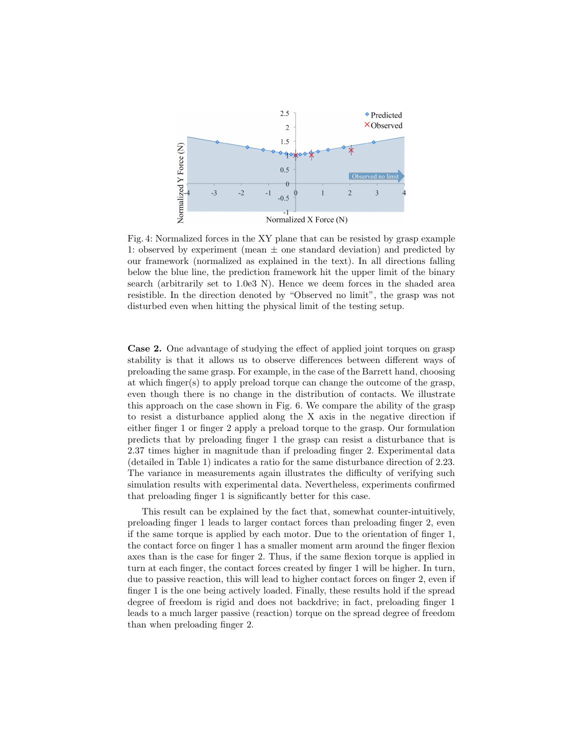Fig. 4: Normalized forces in the XY plane that can be resisted by grasp example 1: observed by experiment (mean ± one standard deviation) and predicted by our framework (normalized as explained in the text). In all directions falling below the blue line, the prediction framework hit the upper limit of the binary search (arbitrarily set to 1.0e3 N). Hence we deem forces in the shaded area resistible. In the direction denoted by "Observed no limit", the grasp was not disturbed even when hitting the physical limit of the testing setup.

**Case 2.** One advantage of studying the effect of applied joint torques on grasp stability is that it allows us to observe differences between different ways of preloading the same grasp. For example, in the case of the Barrett hand, choosing at which finger(s) to apply preload torque can change the outcome of the grasp, even though there is no change in the distribution of contacts. We illustrate this approach on the case shown in Fig. 6. We compare the ability of the grasp to resist a disturbance applied along the X axis in the negative direction if either finger 1 or finger 2 apply a preload torque to the grasp. Our formulation predicts that by preloading finger 1 the grasp can resist a disturbance that is 2.37 times higher in magnitude than if preloading finger 2. Experimental data (detailed in Table 1) indicates a ratio for the same disturbance direction of 2.23. The variance in measurements again illustrates the difficulty of verifying such simulation results with experimental data. Nevertheless, experiments confirmed that preloading finger 1 is significantly better for this case.

This result can be explained by the fact that, somewhat counter-intuitively, preloading finger 1 leads to larger contact forces than preloading finger 2, even if the same torque is applied by each motor. Due to the orientation of finger 1, the contact force on finger 1 has a smaller moment arm around the finger flexion axes than is the case for finger 2. Thus, if the same flexion torque is applied in turn at each finger, the contact forces created by finger 1 will be higher. In turn, due to passive reaction, this will lead to higher contact forces on finger 2, even if finger 1 is the one being actively loaded. Finally, these results hold if the spread degree of freedom is rigid and does not backdrive; in fact, preloading finger 1 leads to a much larger passive (reaction) torque on the spread degree of freedom than when preloading finger 2.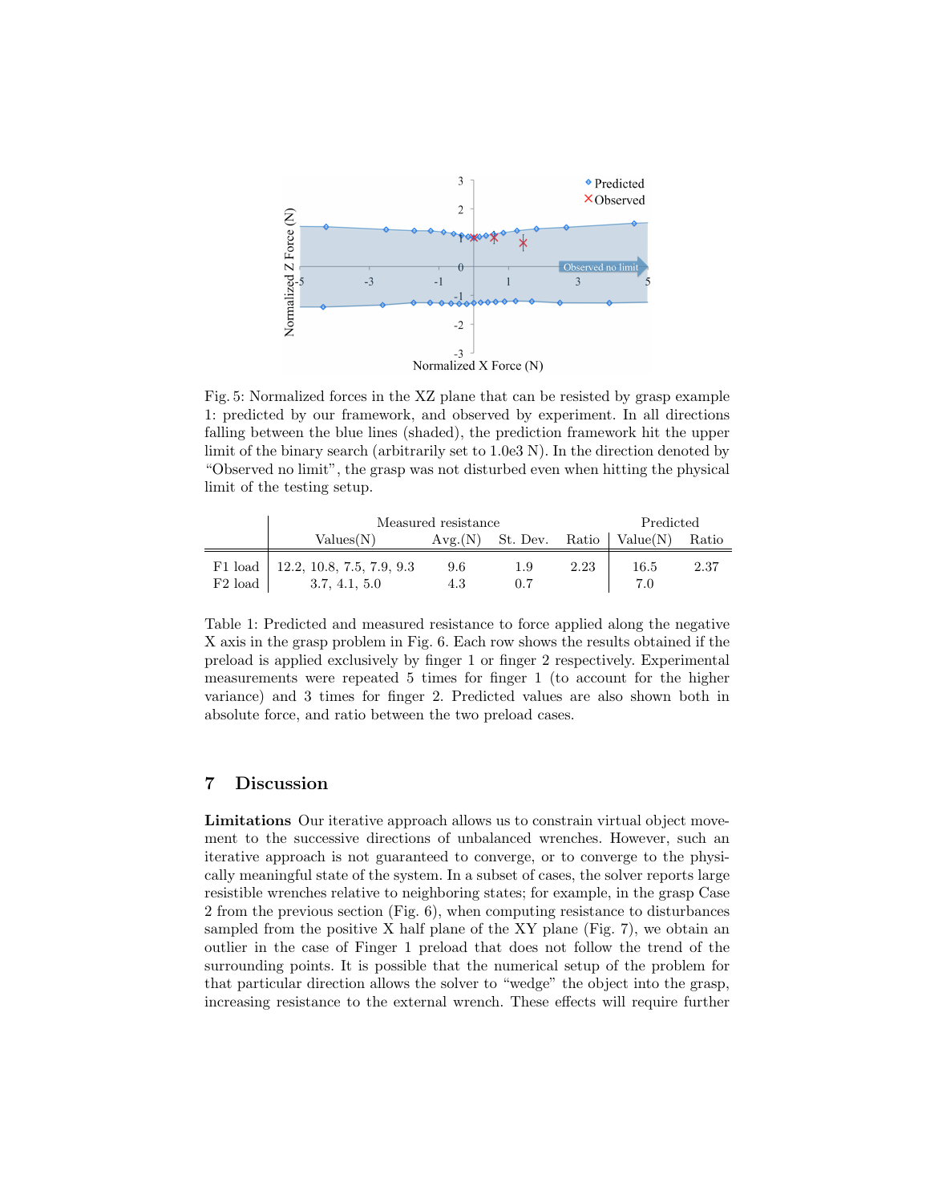Fig. 5: Normalized forces in the XZ plane that can be resisted by grasp example 1: predicted by our framework, and observed by experiment. In all directions falling between the blue lines (shaded), the prediction framework hit the upper limit of the binary search (arbitrarily set to 1.0e3 N). In the direction denoted by "Observed no limit", the grasp was not disturbed even when hitting the physical limit of the testing setup.

| | Measured resistance | | | | Predicted | |
|---|---|---|---|---|---|---|
| | Values(N) | Avg.(N) | St. Dev. | Ratio | Value(N) | Ratio |
| F1 load | 12.2, 10.8, 7.5, 7.9, 9.3 | 9.6 | 1.9 | 2.23 | 16.5 | 2.37 |
| F2 load | 3.7, 4.1, 5.0 | 4.3 | 0.7 | | 7.0 | |

Table 1: Predicted and measured resistance to force applied along the negative X axis in the grasp problem in Fig. 6. Each row shows the results obtained if the preload is applied exclusively by finger 1 or finger 2 respectively. Experimental measurements were repeated 5 times for finger 1 (to account for the higher variance) and 3 times for finger 2. Predicted values are also shown both in absolute force, and ratio between the two preload cases.

## 7 Discussion

**Limitations** Our iterative approach allows us to constrain virtual object movement to the successive directions of unbalanced wrenches. However, such an iterative approach is not guaranteed to converge, or to converge to the physically meaningful state of the system. In a subset of cases, the solver reports large resistible wrenches relative to neighboring states; for example, in the grasp Case 2 from the previous section (Fig. 6), when computing resistance to disturbances sampled from the positive X half plane of the XY plane (Fig. 7), we obtain an outlier in the case of Finger 1 preload that does not follow the trend of the surrounding points. It is possible that the numerical setup of the problem for that particular direction allows the solver to "wedge" the object into the grasp, increasing resistance to the external wrench. These effects will require further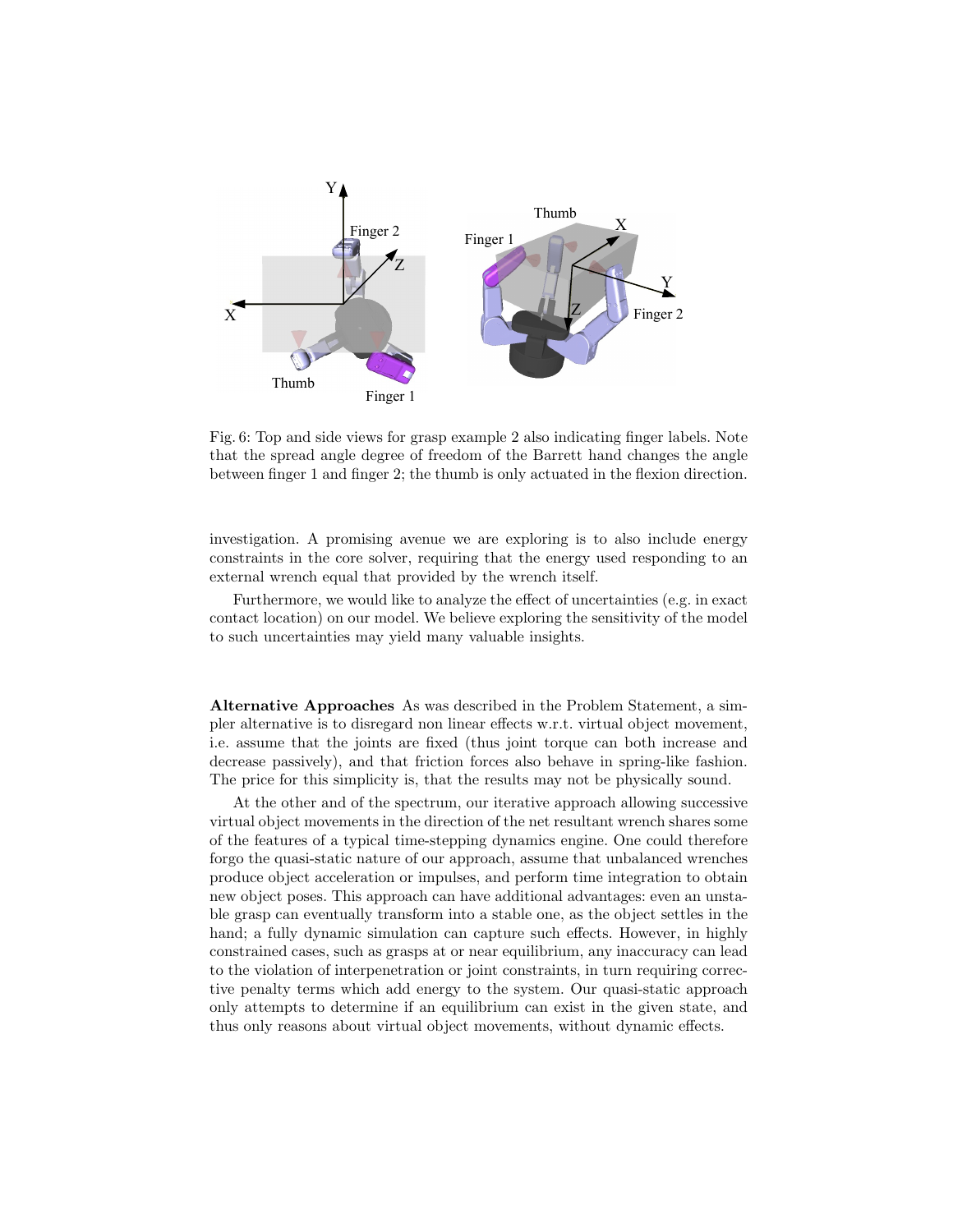Y

Finger 2

Z

X

Thumb

Finger 1

Thumb

X

Finger 1

Y

Z

Finger 2

Fig. 6: Top and side views for grasp example 2 also indicating finger labels. Note that the spread angle degree of freedom of the Barrett hand changes the angle between finger 1 and finger 2; the thumb is only actuated in the flexion direction.

investigation. A promising avenue we are exploring is to also include energy constraints in the core solver, requiring that the energy used responding to an external wrench equal that provided by the wrench itself.

Furthermore, we would like to analyze the effect of uncertainties (e.g. in exact contact location) on our model. We believe exploring the sensitivity of the model to such uncertainties may yield many valuable insights.

**Alternative Approaches** As was described in the Problem Statement, a simpler alternative is to disregard non linear effects w.r.t. virtual object movement, i.e. assume that the joints are fixed (thus joint torque can both increase and decrease passively), and that friction forces also behave in spring-like fashion. The price for this simplicity is, that the results may not be physically sound.

At the other and of the spectrum, our iterative approach allowing successive virtual object movements in the direction of the net resultant wrench shares some of the features of a typical time-stepping dynamics engine. One could therefore forgo the quasi-static nature of our approach, assume that unbalanced wrenches produce object acceleration or impulses, and perform time integration to obtain new object poses. This approach can have additional advantages: even an unstable grasp can eventually transform into a stable one, as the object settles in the hand; a fully dynamic simulation can capture such effects. However, in highly constrained cases, such as grasps at or near equilibrium, any inaccuracy can lead to the violation of interpenetration or joint constraints, in turn requiring corrective penalty terms which add energy to the system. Our quasi-static approach only attempts to determine if an equilibrium can exist in the given state, and thus only reasons about virtual object movements, without dynamic effects.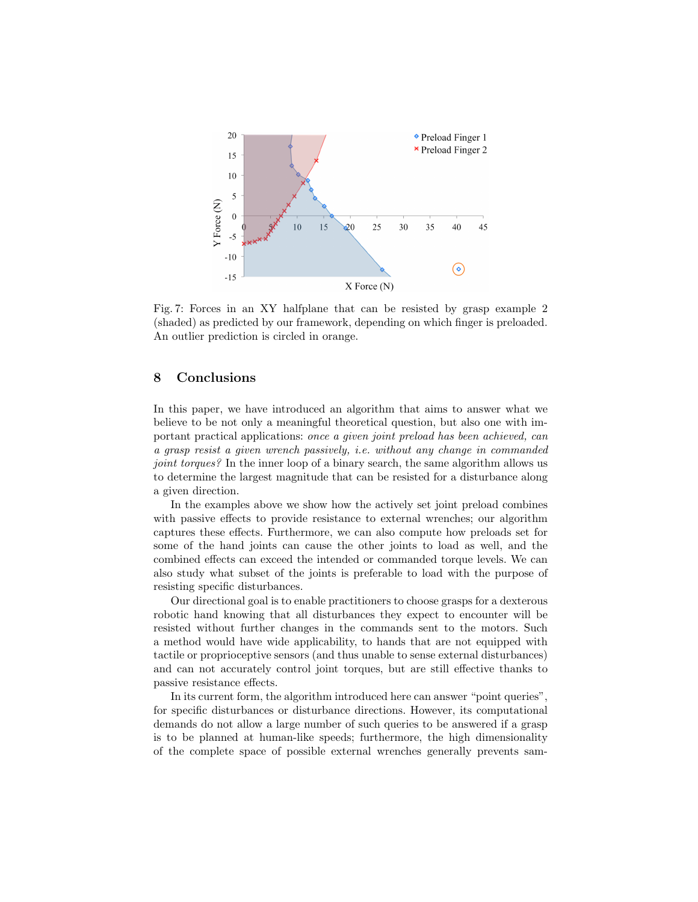Fig. 7: Forces in an XY halfplane that can be resisted by grasp example 2 (shaded) as predicted by our framework, depending on which finger is preloaded. An outlier prediction is circled in orange.

## 8 Conclusions

In this paper, we have introduced an algorithm that aims to answer what we believe to be not only a meaningful theoretical question, but also one with important practical applications: *once a given joint preload has been achieved, can a grasp resist a given wrench passively, i.e. without any change in commanded joint torques?* In the inner loop of a binary search, the same algorithm allows us to determine the largest magnitude that can be resisted for a disturbance along a given direction.

In the examples above we show how the actively set joint preload combines with passive effects to provide resistance to external wrenches; our algorithm captures these effects. Furthermore, we can also compute how preloads set for some of the hand joints can cause the other joints to load as well, and the combined effects can exceed the intended or commanded torque levels. We can also study what subset of the joints is preferable to load with the purpose of resisting specific disturbances.

Our directional goal is to enable practitioners to choose grasps for a dexterous robotic hand knowing that all disturbances they expect to encounter will be resisted without further changes in the commands sent to the motors. Such a method would have wide applicability, to hands that are not equipped with tactile or proprioceptive sensors (and thus unable to sense external disturbances) and can not accurately control joint torques, but are still effective thanks to passive resistance effects.

In its current form, the algorithm introduced here can answer "point queries", for specific disturbances or disturbance directions. However, its computational demands do not allow a large number of such queries to be answered if a grasp is to be planned at human-like speeds; furthermore, the high dimensionality of the complete space of possible external wrenches generally prevents sam-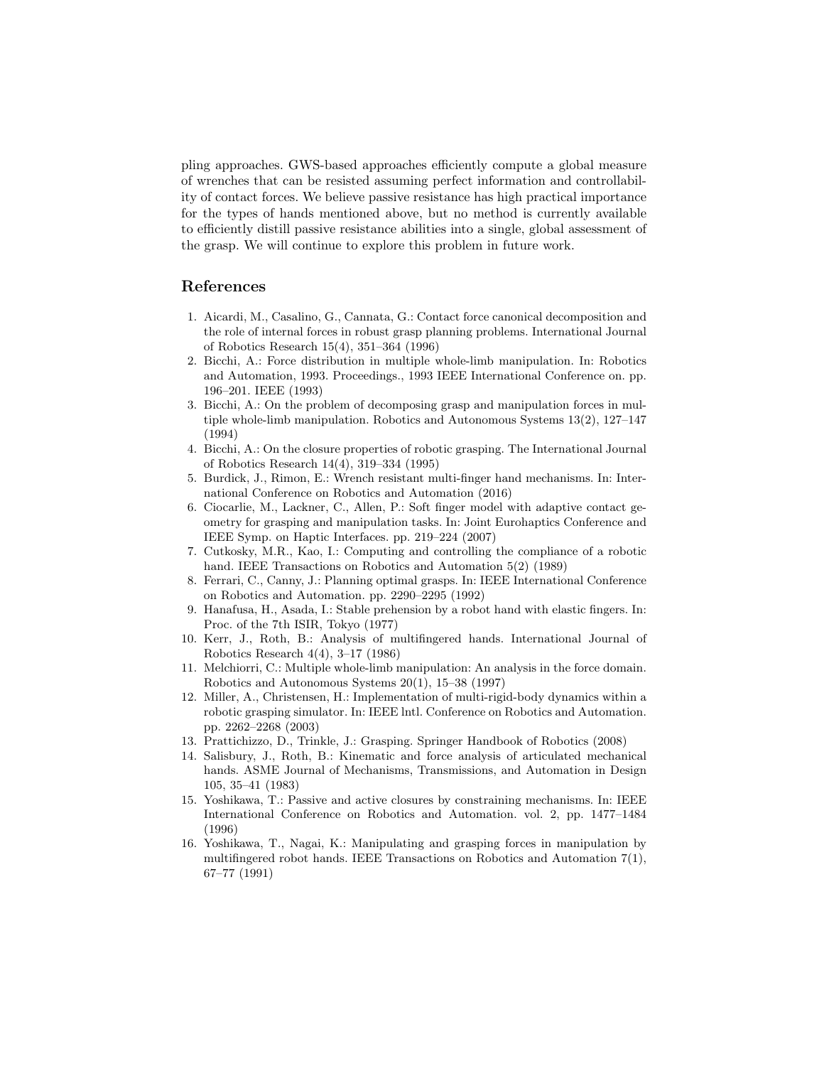pling approaches. GWS-based approaches efficiently compute a global measure of wrenches that can be resisted assuming perfect information and controllability of contact forces. We believe passive resistance has high practical importance for the types of hands mentioned above, but no method is currently available to efficiently distill passive resistance abilities into a single, global assessment of the grasp. We will continue to explore this problem in future work.

## References

1. Aicardi, M., Casalino, G., Cannata, G.: Contact force canonical decomposition and the role of internal forces in robust grasp planning problems. International Journal of Robotics Research 15(4), 351–364 (1996)
2. Bicchi, A.: Force distribution in multiple whole-limb manipulation. In: Robotics and Automation, 1993. Proceedings., 1993 IEEE International Conference on. pp. 196–201. IEEE (1993)
3. Bicchi, A.: On the problem of decomposing grasp and manipulation forces in multiple whole-limb manipulation. Robotics and Autonomous Systems 13(2), 127–147 (1994)
4. Bicchi, A.: On the closure properties of robotic grasping. The International Journal of Robotics Research 14(4), 319–334 (1995)
5. Burdick, J., Rimon, E.: Wrench resistant multi-finger hand mechanisms. In: International Conference on Robotics and Automation (2016)
6. Ciocarlie, M., Lackner, C., Allen, P.: Soft finger model with adaptive contact geometry for grasping and manipulation tasks. In: Joint Eurohaptics Conference and IEEE Symp. on Haptic Interfaces. pp. 219–224 (2007)
7. Cutkosky, M.R., Kao, I.: Computing and controlling the compliance of a robotic hand. IEEE Transactions on Robotics and Automation 5(2) (1989)
8. Ferrari, C., Canny, J.: Planning optimal grasps. In: IEEE International Conference on Robotics and Automation. pp. 2290–2295 (1992)
9. Hanafusa, H., Asada, I.: Stable prehension by a robot hand with elastic fingers. In: Proc. of the 7th ISIR, Tokyo (1977)
10. Kerr, J., Roth, B.: Analysis of multifingered hands. International Journal of Robotics Research 4(4), 3–17 (1986)
11. Melchiorri, C.: Multiple whole-limb manipulation: An analysis in the force domain. Robotics and Autonomous Systems 20(1), 15–38 (1997)
12. Miller, A., Christensen, H.: Implementation of multi-rigid-body dynamics within a robotic grasping simulator. In: IEEE lntl. Conference on Robotics and Automation. pp. 2262–2268 (2003)
13. Prattichizzo, D., Trinkle, J.: Grasping. Springer Handbook of Robotics (2008)
14. Salisbury, J., Roth, B.: Kinematic and force analysis of articulated mechanical hands. ASME Journal of Mechanisms, Transmissions, and Automation in Design 105, 35–41 (1983)
15. Yoshikawa, T.: Passive and active closures by constraining mechanisms. In: IEEE International Conference on Robotics and Automation. vol. 2, pp. 1477–1484 (1996)
16. Yoshikawa, T., Nagai, K.: Manipulating and grasping forces in manipulation by multifingered robot hands. IEEE Transactions on Robotics and Automation 7(1), 67–77 (1991)